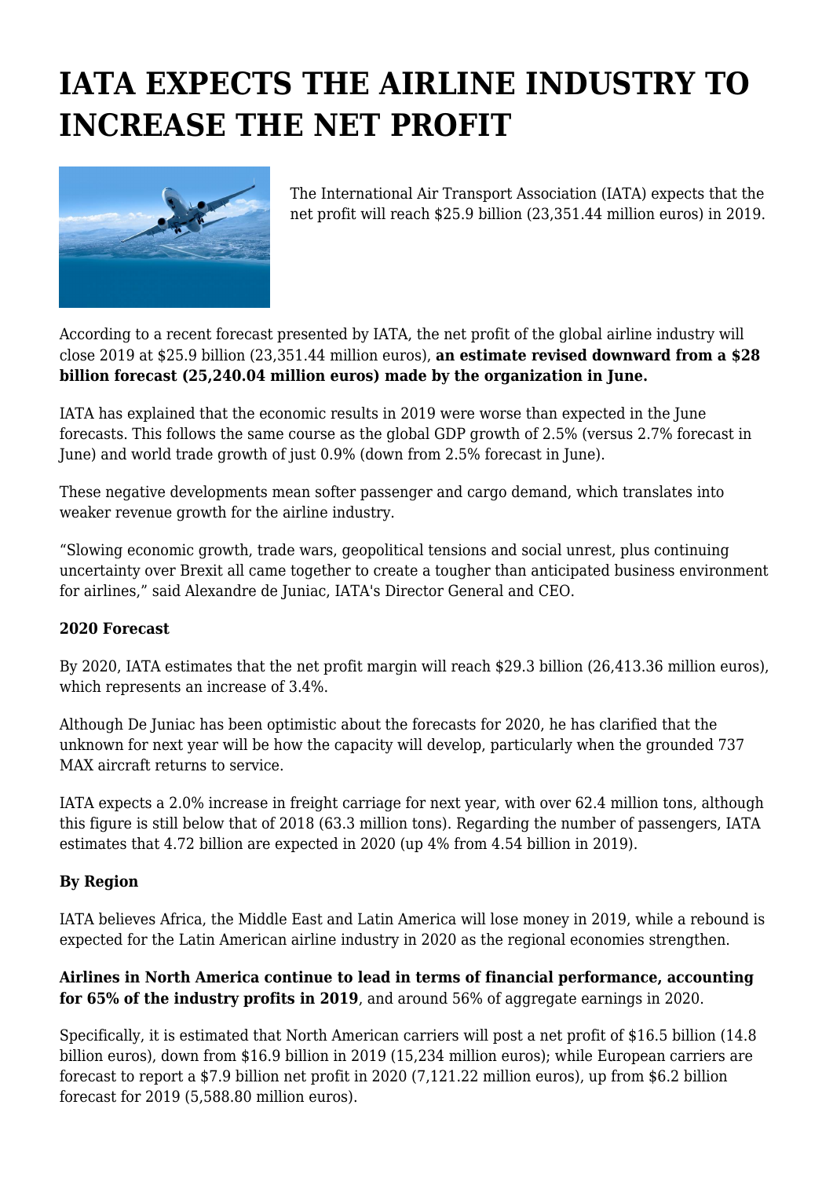# IATA EXPECTS THE AIRLINE INDUSTRY TO INCREASE THE NET PROFIT

The International Air Transport Association (IATA) expects that the net profit will reach $25.9 billion (23,351.44 million euros) in 2019.

According to a recent forecast presented by IATA, the net profit of the global airline industry will close 2019 at $25.9 billion (23,351.44 million euros), **an estimate revised downward from a $28 billion forecast (25,240.04 million euros) made by the organization in June.**

IATA has explained that the economic results in 2019 were worse than expected in the June forecasts. This follows the same course as the global GDP growth of 2.5% (versus 2.7% forecast in June) and world trade growth of just 0.9% (down from 2.5% forecast in June).

These negative developments mean softer passenger and cargo demand, which translates into weaker revenue growth for the airline industry.

“Slowing economic growth, trade wars, geopolitical tensions and social unrest, plus continuing uncertainty over Brexit all came together to create a tougher than anticipated business environment for airlines,” said Alexandre de Juniac, IATA's Director General and CEO.

**2020 Forecast**

By 2020, IATA estimates that the net profit margin will reach $29.3 billion (26,413.36 million euros), which represents an increase of 3.4%.

Although De Juniac has been optimistic about the forecasts for 2020, he has clarified that the unknown for next year will be how the capacity will develop, particularly when the grounded 737 MAX aircraft returns to service.

IATA expects a 2.0% increase in freight carriage for next year, with over 62.4 million tons, although this figure is still below that of 2018 (63.3 million tons). Regarding the number of passengers, IATA estimates that 4.72 billion are expected in 2020 (up 4% from 4.54 billion in 2019).

**By Region**

IATA believes Africa, the Middle East and Latin America will lose money in 2019, while a rebound is expected for the Latin American airline industry in 2020 as the regional economies strengthen.

**Airlines in North America continue to lead in terms of financial performance, accounting for 65% of the industry profits in 2019**, and around 56% of aggregate earnings in 2020.

Specifically, it is estimated that North American carriers will post a net profit of $16.5 billion (14.8 billion euros), down from $16.9 billion in 2019 (15,234 million euros); while European carriers are forecast to report a $7.9 billion net profit in 2020 (7,121.22 million euros), up from $6.2 billion forecast for 2019 (5,588.80 million euros).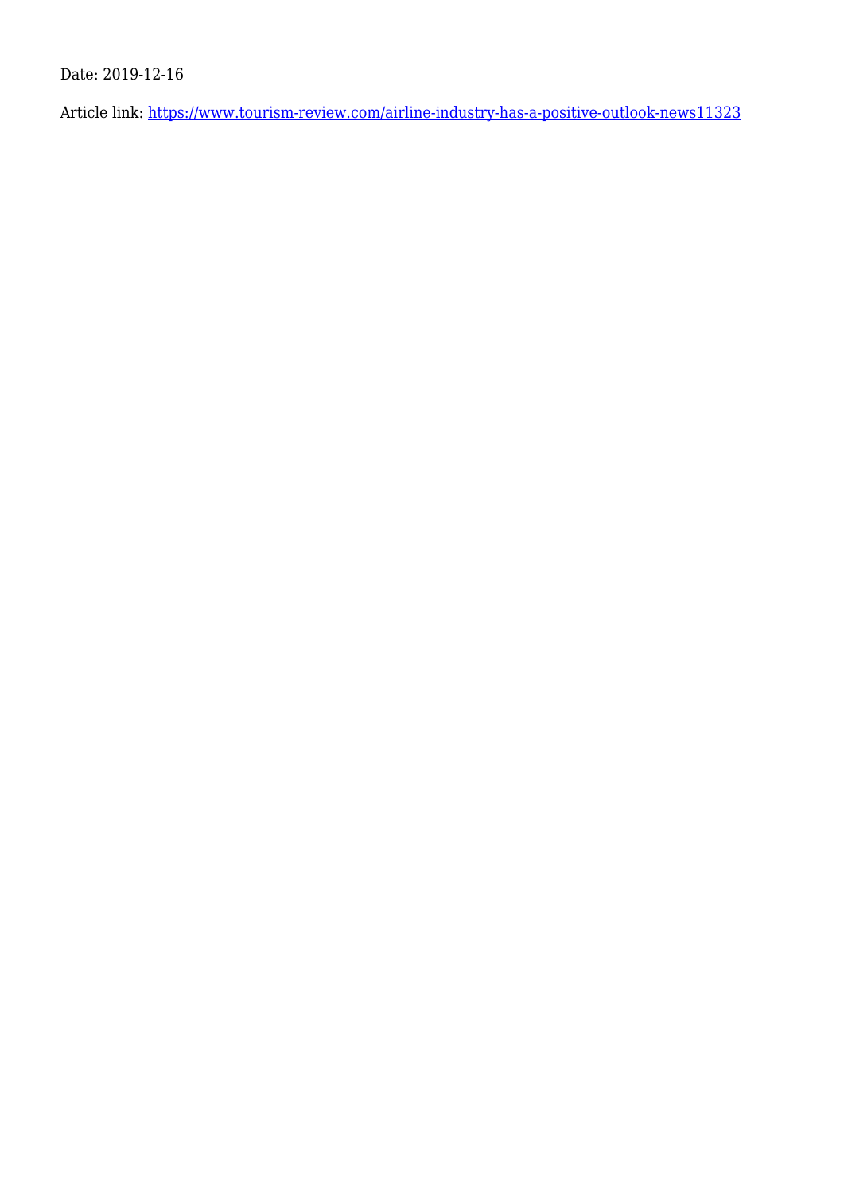Date: 2019-12-16

Article link: [https://www.tourism-review.com/airline-industry-has-a-positive-outlook-news11323](https://www.tourism-review.com/airline-industry-has-a-positive-outlook-news11323)